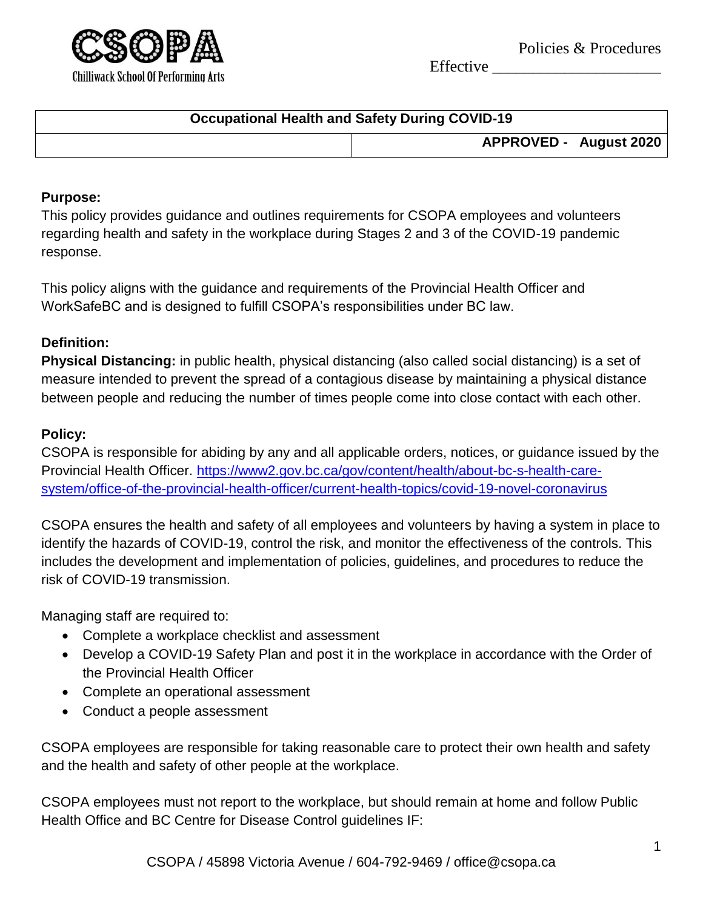**CSOPA**
Chilliwack School Of Performing Arts

Policies & Procedures
Effective ____________________

| Occupational Health and Safety During COVID-19 | |
|---|---|
| | **APPROVED - August 2020** |

**Purpose:**
This policy provides guidance and outlines requirements for CSOPA employees and volunteers regarding health and safety in the workplace during Stages 2 and 3 of the COVID-19 pandemic response.

This policy aligns with the guidance and requirements of the Provincial Health Officer and WorkSafeBC and is designed to fulfill CSOPA's responsibilities under BC law.

**Definition:**
**Physical Distancing:** in public health, physical distancing (also called social distancing) is a set of measure intended to prevent the spread of a contagious disease by maintaining a physical distance between people and reducing the number of times people come into close contact with each other.

**Policy:**
CSOPA is responsible for abiding by any and all applicable orders, notices, or guidance issued by the Provincial Health Officer. [https://www2.gov.bc.ca/gov/content/health/about-bc-s-health-care-system/office-of-the-provincial-health-officer/current-health-topics/covid-19-novel-coronavirus](https://www2.gov.bc.ca/gov/content/health/about-bc-s-health-care-system/office-of-the-provincial-health-officer/current-health-topics/covid-19-novel-coronavirus)

CSOPA ensures the health and safety of all employees and volunteers by having a system in place to identify the hazards of COVID-19, control the risk, and monitor the effectiveness of the controls. This includes the development and implementation of policies, guidelines, and procedures to reduce the risk of COVID-19 transmission.

Managing staff are required to:

- Complete a workplace checklist and assessment
- Develop a COVID-19 Safety Plan and post it in the workplace in accordance with the Order of the Provincial Health Officer
- Complete an operational assessment
- Conduct a people assessment

CSOPA employees are responsible for taking reasonable care to protect their own health and safety and the health and safety of other people at the workplace.

CSOPA employees must not report to the workplace, but should remain at home and follow Public Health Office and BC Centre for Disease Control guidelines IF:

CSOPA / 45898 Victoria Avenue / 604-792-9469 / office@csopa.ca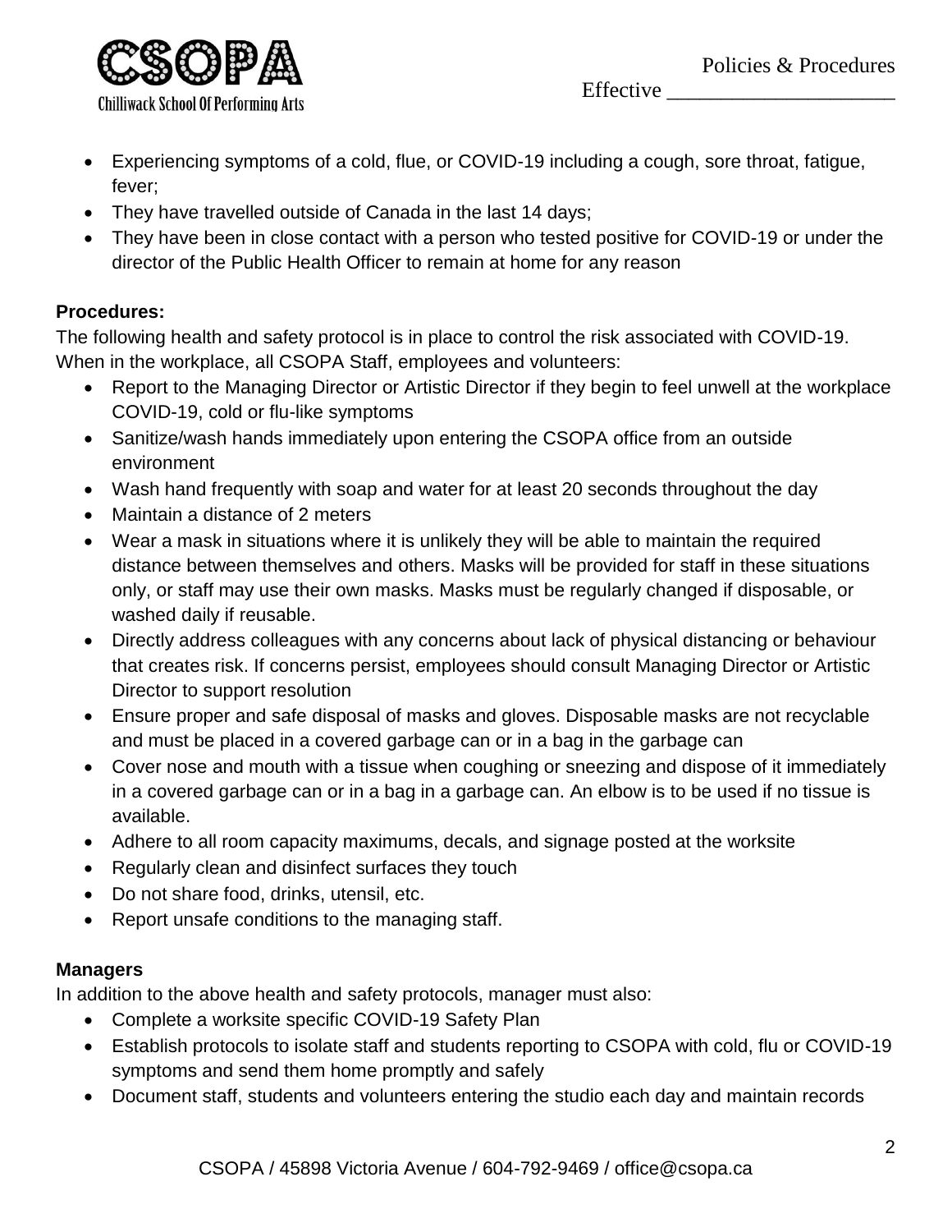- Experiencing symptoms of a cold, flue, or COVID-19 including a cough, sore throat, fatigue, fever;
- They have travelled outside of Canada in the last 14 days;
- They have been in close contact with a person who tested positive for COVID-19 or under the director of the Public Health Officer to remain at home for any reason

**Procedures:**

The following health and safety protocol is in place to control the risk associated with COVID-19. When in the workplace, all CSOPA Staff, employees and volunteers:

- Report to the Managing Director or Artistic Director if they begin to feel unwell at the workplace COVID-19, cold or flu-like symptoms
- Sanitize/wash hands immediately upon entering the CSOPA office from an outside environment
- Wash hand frequently with soap and water for at least 20 seconds throughout the day
- Maintain a distance of 2 meters
- Wear a mask in situations where it is unlikely they will be able to maintain the required distance between themselves and others. Masks will be provided for staff in these situations only, or staff may use their own masks. Masks must be regularly changed if disposable, or washed daily if reusable.
- Directly address colleagues with any concerns about lack of physical distancing or behaviour that creates risk. If concerns persist, employees should consult Managing Director or Artistic Director to support resolution
- Ensure proper and safe disposal of masks and gloves. Disposable masks are not recyclable and must be placed in a covered garbage can or in a bag in the garbage can
- Cover nose and mouth with a tissue when coughing or sneezing and dispose of it immediately in a covered garbage can or in a bag in a garbage can. An elbow is to be used if no tissue is available.
- Adhere to all room capacity maximums, decals, and signage posted at the worksite
- Regularly clean and disinfect surfaces they touch
- Do not share food, drinks, utensil, etc.
- Report unsafe conditions to the managing staff.

**Managers**

In addition to the above health and safety protocols, manager must also:

- Complete a worksite specific COVID-19 Safety Plan
- Establish protocols to isolate staff and students reporting to CSOPA with cold, flu or COVID-19 symptoms and send them home promptly and safely
- Document staff, students and volunteers entering the studio each day and maintain records